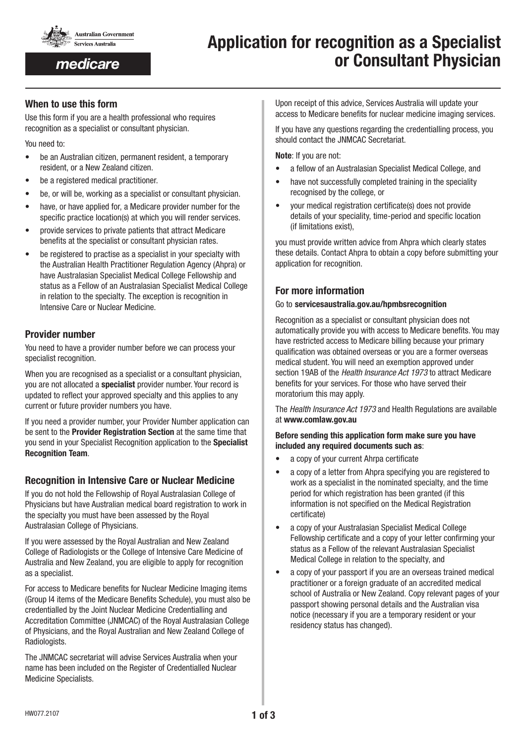Australian Government
Services Australia

medicare

# Application for recognition as a Specialist or Consultant Physician

## When to use this form

Use this form if you are a health professional who requires recognition as a specialist or consultant physician.

You need to:

- be an Australian citizen, permanent resident, a temporary resident, or a New Zealand citizen.
- be a registered medical practitioner.
- be, or will be, working as a specialist or consultant physician.
- have, or have applied for, a Medicare provider number for the specific practice location(s) at which you will render services.
- provide services to private patients that attract Medicare benefits at the specialist or consultant physician rates.
- be registered to practise as a specialist in your specialty with the Australian Health Practitioner Regulation Agency (Ahpra) or have Australasian Specialist Medical College Fellowship and status as a Fellow of an Australasian Specialist Medical College in relation to the specialty. The exception is recognition in Intensive Care or Nuclear Medicine.

## Provider number

You need to have a provider number before we can process your specialist recognition.

When you are recognised as a specialist or a consultant physician, you are not allocated a **specialist** provider number. Your record is updated to reflect your approved specialty and this applies to any current or future provider numbers you have.

If you need a provider number, your Provider Number application can be sent to the **Provider Registration Section** at the same time that you send in your Specialist Recognition application to the **Specialist Recognition Team**.

## Recognition in Intensive Care or Nuclear Medicine

If you do not hold the Fellowship of Royal Australasian College of Physicians but have Australian medical board registration to work in the specialty you must have been assessed by the Royal Australasian College of Physicians.

If you were assessed by the Royal Australian and New Zealand College of Radiologists or the College of Intensive Care Medicine of Australia and New Zealand, you are eligible to apply for recognition as a specialist.

For access to Medicare benefits for Nuclear Medicine Imaging items (Group I4 items of the Medicare Benefits Schedule), you must also be credentialled by the Joint Nuclear Medicine Credentialling and Accreditation Committee (JNMCAC) of the Royal Australasian College of Physicians, and the Royal Australian and New Zealand College of Radiologists.

The JNMCAC secretariat will advise Services Australia when your name has been included on the Register of Credentialled Nuclear Medicine Specialists.

Upon receipt of this advice, Services Australia will update your access to Medicare benefits for nuclear medicine imaging services.

If you have any questions regarding the credentialling process, you should contact the JNMCAC Secretariat.

**Note**: If you are not:

- a fellow of an Australasian Specialist Medical College, and
- have not successfully completed training in the speciality recognised by the college, or
- your medical registration certificate(s) does not provide details of your speciality, time-period and specific location (if limitations exist),

you must provide written advice from Ahpra which clearly states these details. Contact Ahpra to obtain a copy before submitting your application for recognition.

## For more information

Go to **servicesaustralia.gov.au/hpmbsrecognition**

Recognition as a specialist or consultant physician does not automatically provide you with access to Medicare benefits. You may have restricted access to Medicare billing because your primary qualification was obtained overseas or you are a former overseas medical student. You will need an exemption approved under section 19AB of the *Health Insurance Act 1973* to attract Medicare benefits for your services. For those who have served their moratorium this may apply.

The *Health Insurance Act 1973* and Health Regulations are available at **www.comlaw.gov.au**

**Before sending this application form make sure you have included any required documents such as**:

- a copy of your current Ahpra certificate
- a copy of a letter from Ahpra specifying you are registered to work as a specialist in the nominated specialty, and the time period for which registration has been granted (if this information is not specified on the Medical Registration certificate)
- a copy of your Australasian Specialist Medical College Fellowship certificate and a copy of your letter confirming your status as a Fellow of the relevant Australasian Specialist Medical College in relation to the specialty, and
- a copy of your passport if you are an overseas trained medical practitioner or a foreign graduate of an accredited medical school of Australia or New Zealand. Copy relevant pages of your passport showing personal details and the Australian visa notice (necessary if you are a temporary resident or your residency status has changed).

HW077.2107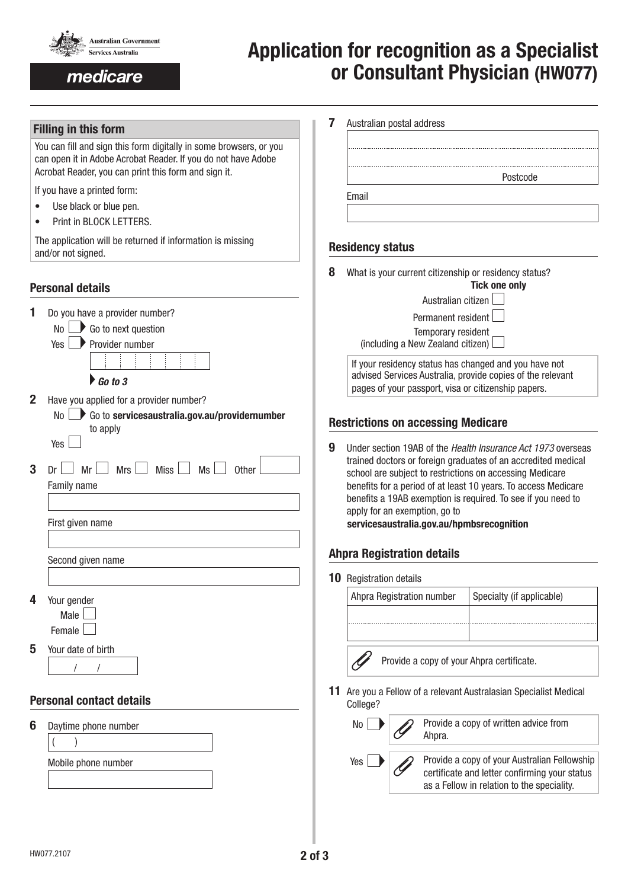# Application for recognition as a Specialist or Consultant Physician (HW077)

Australian Government
Services Australia

medicare

## Filling in this form

You can fill and sign this form digitally in some browsers, or you can open it in Adobe Acrobat Reader. If you do not have Adobe Acrobat Reader, you can print this form and sign it.

If you have a printed form:

- Use black or blue pen.
- Print in BLOCK LETTERS.

The application will be returned if information is missing and/or not signed.

## Personal details

**1** Do you have a provider number?

No ☐ Go to next question

Yes ☐ Provider number

*Go to 3*

**2** Have you applied for a provider number?

No ☐ Go to **servicesaustralia.gov.au/providernumber** to apply

Yes ☐

**3** Dr ☐ Mr ☐ Mrs ☐ Miss ☐ Ms ☐ Other

Family name

First given name

Second given name

**4** Your gender

Male ☐

Female ☐

**5** Your date of birth

/ /

## Personal contact details

**6** Daytime phone number

( )

Mobile phone number

**7** Australian postal address

Postcode

Email

## Residency status

**8** What is your current citizenship or residency status?

**Tick one only**

Australian citizen ☐

Permanent resident ☐

Temporary resident (including a New Zealand citizen) ☐

If your residency status has changed and you have not advised Services Australia, provide copies of the relevant pages of your passport, visa or citizenship papers.

## Restrictions on accessing Medicare

**9** Under section 19AB of the *Health Insurance Act 1973* overseas trained doctors or foreign graduates of an accredited medical school are subject to restrictions on accessing Medicare benefits for a period of at least 10 years. To access Medicare benefits a 19AB exemption is required. To see if you need to apply for an exemption, go to **servicesaustralia.gov.au/hpmbsrecognition**

## Ahpra Registration details

**10** Registration details

| Ahpra Registration number | Specialty (if applicable) |
|---|---|
| | |
| | |

Provide a copy of your Ahpra certificate.

**11** Are you a Fellow of a relevant Australasian Specialist Medical College?

No ☐ Provide a copy of written advice from Ahpra.

Yes ☐ Provide a copy of your Australian Fellowship certificate and letter confirming your status as a Fellow in relation to the speciality.

HW077.2107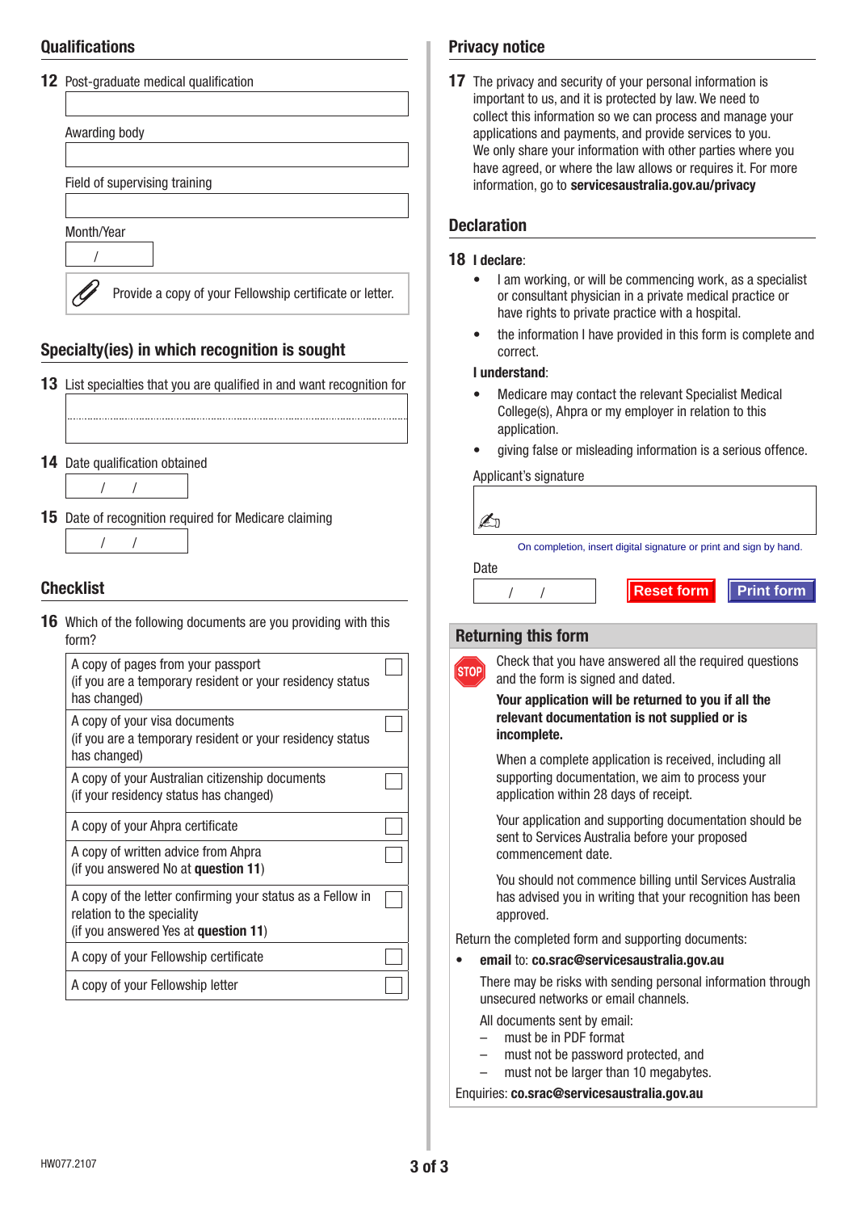## Qualifications

**12** Post-graduate medical qualification

Awarding body

Field of supervising training

Month/Year

/

Provide a copy of your Fellowship certificate or letter.

## Specialty(ies) in which recognition is sought

**13** List specialties that you are qualified in and want recognition for

**14** Date qualification obtained

/ /

**15** Date of recognition required for Medicare claiming

/ /

## Checklist

**16** Which of the following documents are you providing with this form?

| | |
|---|---|
| A copy of pages from your passport (if you are a temporary resident or your residency status has changed) | ☐ |
| A copy of your visa documents (if you are a temporary resident or your residency status has changed) | ☐ |
| A copy of your Australian citizenship documents (if your residency status has changed) | ☐ |
| A copy of your Ahpra certificate | ☐ |
| A copy of written advice from Ahpra (if you answered No at **question 11**) | ☐ |
| A copy of the letter confirming your status as a Fellow in relation to the specialty (if you answered Yes at **question 11**) | ☐ |
| A copy of your Fellowship certificate | ☐ |
| A copy of your Fellowship letter | ☐ |

## Privacy notice

**17** The privacy and security of your personal information is important to us, and it is protected by law. We need to collect this information so we can process and manage your applications and payments, and provide services to you. We only share your information with other parties where you have agreed, or where the law allows or requires it. For more information, go to **servicesaustralia.gov.au/privacy**

## Declaration

**18** **I declare**:

- I am working, or will be commencing work, as a specialist or consultant physician in a private medical practice or have rights to private practice with a hospital.
- the information I have provided in this form is complete and correct.

**I understand**:

- Medicare may contact the relevant Specialist Medical College(s), Ahpra or my employer in relation to this application.
- giving false or misleading information is a serious offence.

Applicant's signature

On completion, insert digital signature or print and sign by hand.

Date

/ /

Reset form    Print form

## Returning this form

STOP

Check that you have answered all the required questions and the form is signed and dated.

**Your application will be returned to you if all the relevant documentation is not supplied or is incomplete.**

When a complete application is received, including all supporting documentation, we aim to process your application within 28 days of receipt.

Your application and supporting documentation should be sent to Services Australia before your proposed commencement date.

You should not commence billing until Services Australia has advised you in writing that your recognition has been approved.

Return the completed form and supporting documents:

- **email** to: **co.srac@servicesaustralia.gov.au**

  There may be risks with sending personal information through unsecured networks or email channels.

  All documents sent by email:
  - must be in PDF format
  - must not be password protected, and
  - must not be larger than 10 megabytes.

Enquiries: **co.srac@servicesaustralia.gov.au**

HW077.2107